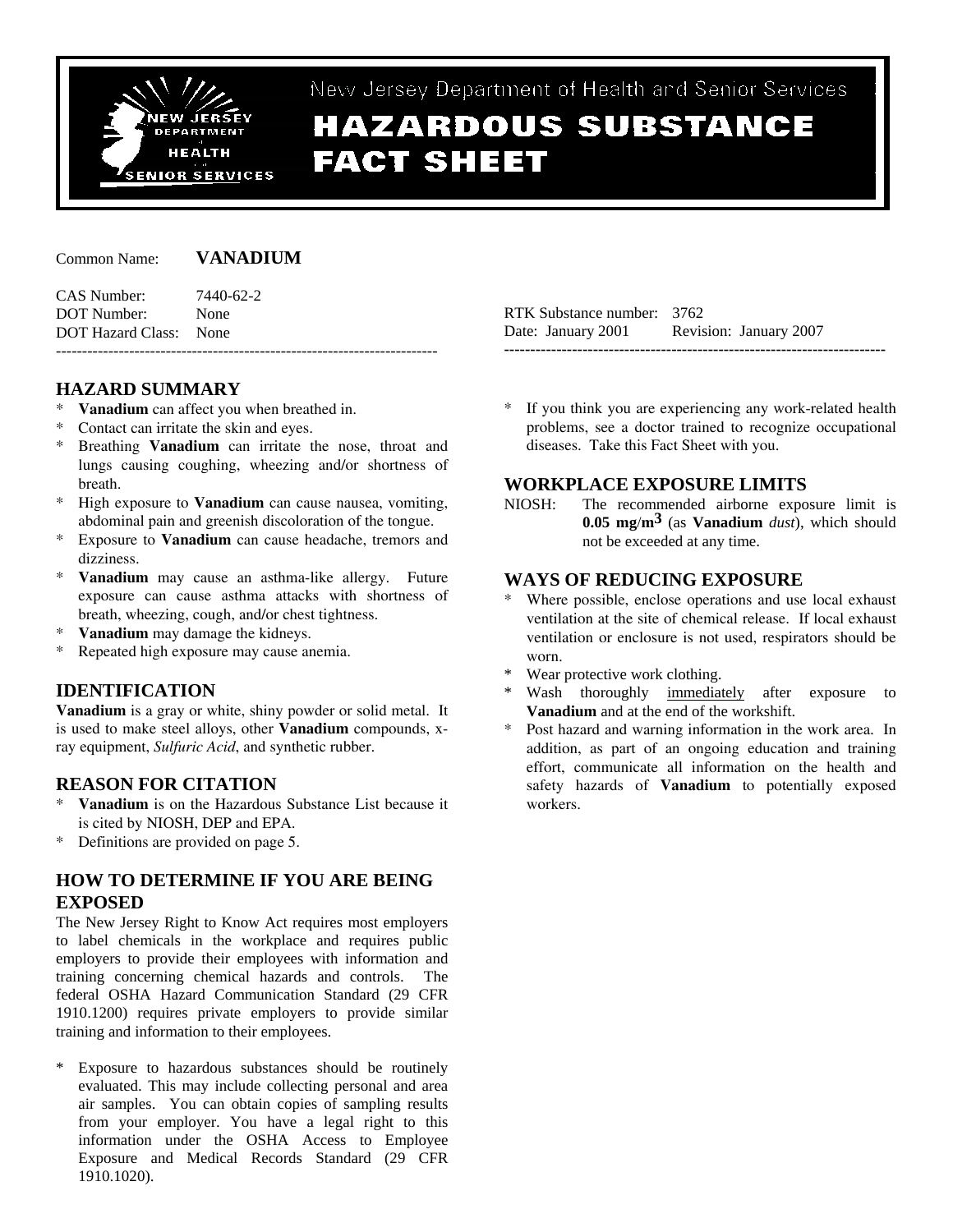New Jersey Department of Health and Senior Services

# HAZARDOUS SUBSTANCE FACT SHEET

Common Name: **VANADIUM**

CAS Number: 7440-62-2
DOT Number: None
DOT Hazard Class: None

RTK Substance number: 3762
Date: January 2001 Revision: January 2007

## HAZARD SUMMARY

* **Vanadium** can affect you when breathed in.
* Contact can irritate the skin and eyes.
* Breathing **Vanadium** can irritate the nose, throat and lungs causing coughing, wheezing and/or shortness of breath.
* High exposure to **Vanadium** can cause nausea, vomiting, abdominal pain and greenish discoloration of the tongue.
* Exposure to **Vanadium** can cause headache, tremors and dizziness.
* **Vanadium** may cause an asthma-like allergy. Future exposure can cause asthma attacks with shortness of breath, wheezing, cough, and/or chest tightness.
* **Vanadium** may damage the kidneys.
* Repeated high exposure may cause anemia.

## IDENTIFICATION

**Vanadium** is a gray or white, shiny powder or solid metal. It is used to make steel alloys, other **Vanadium** compounds, x-ray equipment, *Sulfuric Acid*, and synthetic rubber.

## REASON FOR CITATION

* **Vanadium** is on the Hazardous Substance List because it is cited by NIOSH, DEP and EPA.
* Definitions are provided on page 5.

## HOW TO DETERMINE IF YOU ARE BEING EXPOSED

The New Jersey Right to Know Act requires most employers to label chemicals in the workplace and requires public employers to provide their employees with information and training concerning chemical hazards and controls. The federal OSHA Hazard Communication Standard (29 CFR 1910.1200) requires private employers to provide similar training and information to their employees.

* Exposure to hazardous substances should be routinely evaluated. This may include collecting personal and area air samples. You can obtain copies of sampling results from your employer. You have a legal right to this information under the OSHA Access to Employee Exposure and Medical Records Standard (29 CFR 1910.1020).
* If you think you are experiencing any work-related health problems, see a doctor trained to recognize occupational diseases. Take this Fact Sheet with you.

## WORKPLACE EXPOSURE LIMITS

NIOSH: The recommended airborne exposure limit is **0.05 mg/m$^3$** (as **Vanadium** *dust*), which should not be exceeded at any time.

## WAYS OF REDUCING EXPOSURE

* Where possible, enclose operations and use local exhaust ventilation at the site of chemical release. If local exhaust ventilation or enclosure is not used, respirators should be worn.
* Wear protective work clothing.
* Wash thoroughly immediately after exposure to **Vanadium** and at the end of the workshift.
* Post hazard and warning information in the work area. In addition, as part of an ongoing education and training effort, communicate all information on the health and safety hazards of **Vanadium** to potentially exposed workers.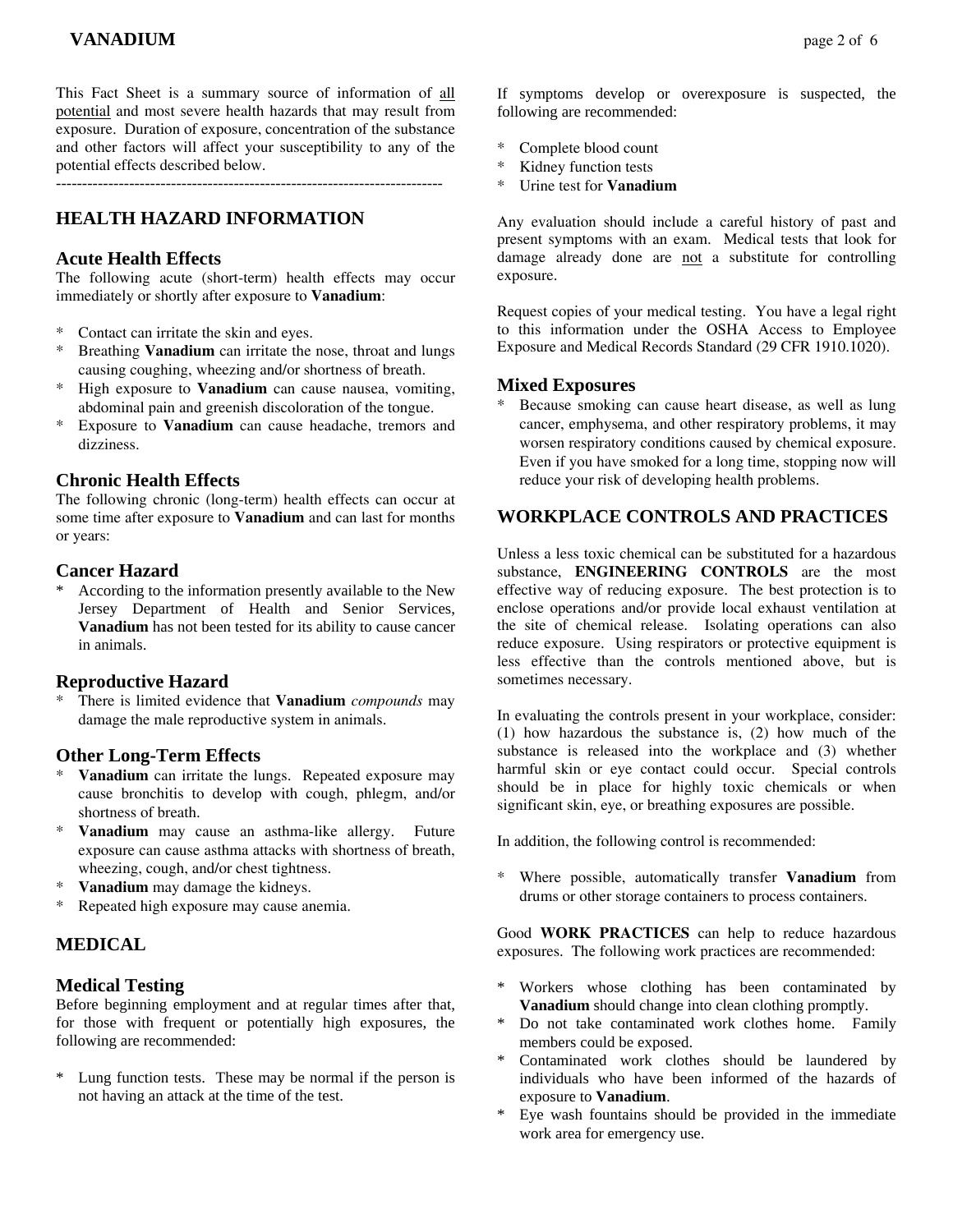This Fact Sheet is a summary source of information of all potential and most severe health hazards that may result from exposure. Duration of exposure, concentration of the substance and other factors will affect your susceptibility to any of the potential effects described below.

---------------------------------------------------------------------------

## HEALTH HAZARD INFORMATION

### Acute Health Effects

The following acute (short-term) health effects may occur immediately or shortly after exposure to **Vanadium**:

* Contact can irritate the skin and eyes.
* Breathing **Vanadium** can irritate the nose, throat and lungs causing coughing, wheezing and/or shortness of breath.
* High exposure to **Vanadium** can cause nausea, vomiting, abdominal pain and greenish discoloration of the tongue.
* Exposure to **Vanadium** can cause headache, tremors and dizziness.

### Chronic Health Effects

The following chronic (long-term) health effects can occur at some time after exposure to **Vanadium** and can last for months or years:

### Cancer Hazard

* According to the information presently available to the New Jersey Department of Health and Senior Services, **Vanadium** has not been tested for its ability to cause cancer in animals.

### Reproductive Hazard

* There is limited evidence that **Vanadium** *compounds* may damage the male reproductive system in animals.

### Other Long-Term Effects

* **Vanadium** can irritate the lungs. Repeated exposure may cause bronchitis to develop with cough, phlegm, and/or shortness of breath.
* **Vanadium** may cause an asthma-like allergy. Future exposure can cause asthma attacks with shortness of breath, wheezing, cough, and/or chest tightness.
* **Vanadium** may damage the kidneys.
* Repeated high exposure may cause anemia.

## MEDICAL

### Medical Testing

Before beginning employment and at regular times after that, for those with frequent or potentially high exposures, the following are recommended:

* Lung function tests. These may be normal if the person is not having an attack at the time of the test.

If symptoms develop or overexposure is suspected, the following are recommended:

* Complete blood count
* Kidney function tests
* Urine test for **Vanadium**

Any evaluation should include a careful history of past and present symptoms with an exam. Medical tests that look for damage already done are not a substitute for controlling exposure.

Request copies of your medical testing. You have a legal right to this information under the OSHA Access to Employee Exposure and Medical Records Standard (29 CFR 1910.1020).

### Mixed Exposures

* Because smoking can cause heart disease, as well as lung cancer, emphysema, and other respiratory problems, it may worsen respiratory conditions caused by chemical exposure. Even if you have smoked for a long time, stopping now will reduce your risk of developing health problems.

## WORKPLACE CONTROLS AND PRACTICES

Unless a less toxic chemical can be substituted for a hazardous substance, **ENGINEERING CONTROLS** are the most effective way of reducing exposure. The best protection is to enclose operations and/or provide local exhaust ventilation at the site of chemical release. Isolating operations can also reduce exposure. Using respirators or protective equipment is less effective than the controls mentioned above, but is sometimes necessary.

In evaluating the controls present in your workplace, consider: (1) how hazardous the substance is, (2) how much of the substance is released into the workplace and (3) whether harmful skin or eye contact could occur. Special controls should be in place for highly toxic chemicals or when significant skin, eye, or breathing exposures are possible.

In addition, the following control is recommended:

* Where possible, automatically transfer **Vanadium** from drums or other storage containers to process containers.

Good **WORK PRACTICES** can help to reduce hazardous exposures. The following work practices are recommended:

* Workers whose clothing has been contaminated by **Vanadium** should change into clean clothing promptly.
* Do not take contaminated work clothes home. Family members could be exposed.
* Contaminated work clothes should be laundered by individuals who have been informed of the hazards of exposure to **Vanadium**.
* Eye wash fountains should be provided in the immediate work area for emergency use.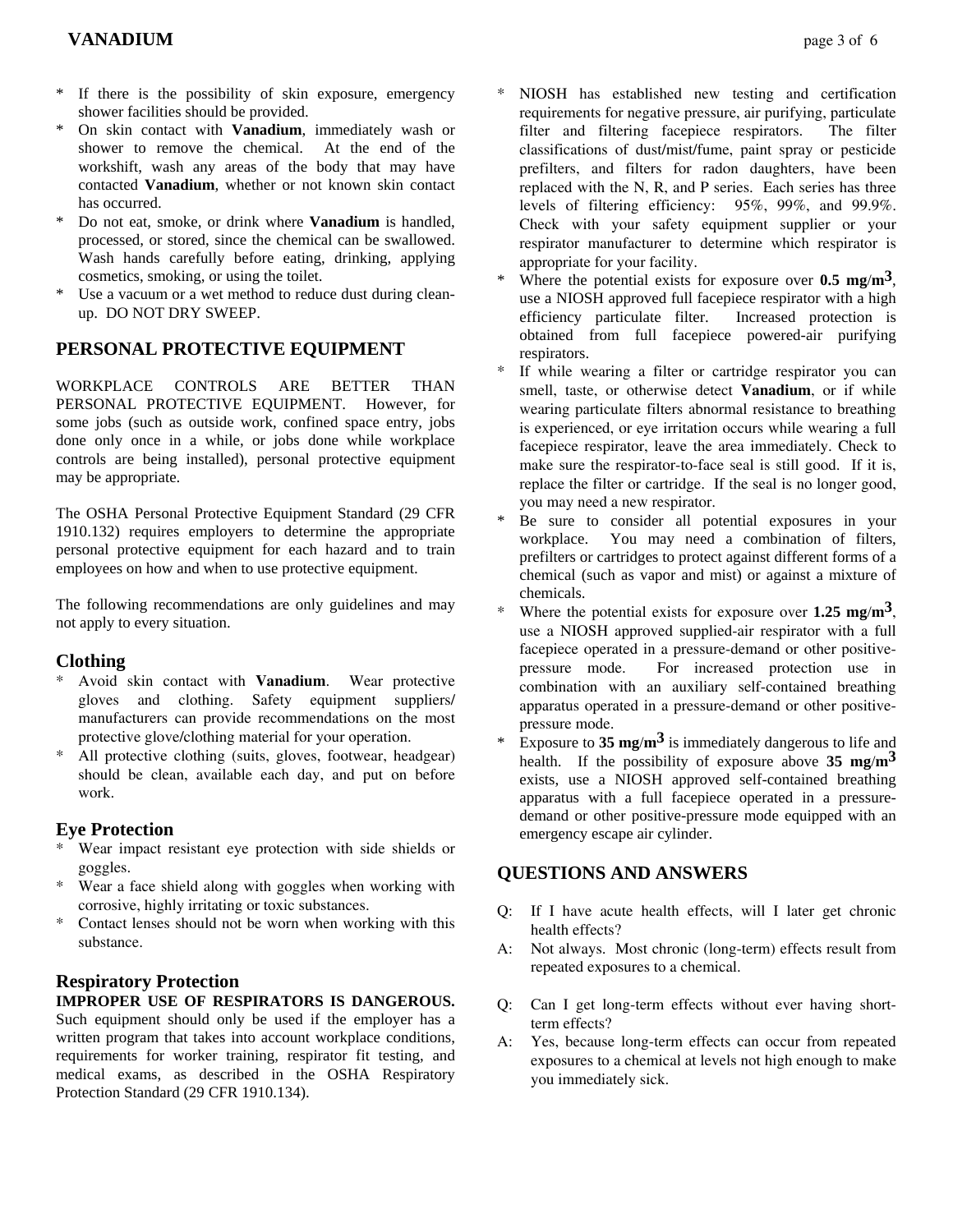* If there is the possibility of skin exposure, emergency shower facilities should be provided.
* On skin contact with **Vanadium**, immediately wash or shower to remove the chemical. At the end of the workshift, wash any areas of the body that may have contacted **Vanadium**, whether or not known skin contact has occurred.
* Do not eat, smoke, or drink where **Vanadium** is handled, processed, or stored, since the chemical can be swallowed. Wash hands carefully before eating, drinking, applying cosmetics, smoking, or using the toilet.
* Use a vacuum or a wet method to reduce dust during clean-up. DO NOT DRY SWEEP.

## PERSONAL PROTECTIVE EQUIPMENT

WORKPLACE CONTROLS ARE BETTER THAN PERSONAL PROTECTIVE EQUIPMENT. However, for some jobs (such as outside work, confined space entry, jobs done only once in a while, or jobs done while workplace controls are being installed), personal protective equipment may be appropriate.

The OSHA Personal Protective Equipment Standard (29 CFR 1910.132) requires employers to determine the appropriate personal protective equipment for each hazard and to train employees on how and when to use protective equipment.

The following recommendations are only guidelines and may not apply to every situation.

### Clothing

* Avoid skin contact with **Vanadium**. Wear protective gloves and clothing. Safety equipment suppliers/ manufacturers can provide recommendations on the most protective glove/clothing material for your operation.
* All protective clothing (suits, gloves, footwear, headgear) should be clean, available each day, and put on before work.

### Eye Protection

* Wear impact resistant eye protection with side shields or goggles.
* Wear a face shield along with goggles when working with corrosive, highly irritating or toxic substances.
* Contact lenses should not be worn when working with this substance.

### Respiratory Protection

**IMPROPER USE OF RESPIRATORS IS DANGEROUS.** Such equipment should only be used if the employer has a written program that takes into account workplace conditions, requirements for worker training, respirator fit testing, and medical exams, as described in the OSHA Respiratory Protection Standard (29 CFR 1910.134).

* NIOSH has established new testing and certification requirements for negative pressure, air purifying, particulate filter and filtering facepiece respirators. The filter classifications of dust/mist/fume, paint spray or pesticide prefilters, and filters for radon daughters, have been replaced with the N, R, and P series. Each series has three levels of filtering efficiency: 95%, 99%, and 99.9%. Check with your safety equipment supplier or your respirator manufacturer to determine which respirator is appropriate for your facility.
* Where the potential exists for exposure over **0.5 mg/m$^3$**, use a NIOSH approved full facepiece respirator with a high efficiency particulate filter. Increased protection is obtained from full facepiece powered-air purifying respirators.
* If while wearing a filter or cartridge respirator you can smell, taste, or otherwise detect **Vanadium**, or if while wearing particulate filters abnormal resistance to breathing is experienced, or eye irritation occurs while wearing a full facepiece respirator, leave the area immediately. Check to make sure the respirator-to-face seal is still good. If it is, replace the filter or cartridge. If the seal is no longer good, you may need a new respirator.
* Be sure to consider all potential exposures in your workplace. You may need a combination of filters, prefilters or cartridges to protect against different forms of a chemical (such as vapor and mist) or against a mixture of chemicals.
* Where the potential exists for exposure over **1.25 mg/m$^3$**, use a NIOSH approved supplied-air respirator with a full facepiece operated in a pressure-demand or other positive-pressure mode. For increased protection use in combination with an auxiliary self-contained breathing apparatus operated in a pressure-demand or other positive-pressure mode.
* Exposure to **35 mg/m$^3$** is immediately dangerous to life and health. If the possibility of exposure above **35 mg/m$^3$** exists, use a NIOSH approved self-contained breathing apparatus with a full facepiece operated in a pressure-demand or other positive-pressure mode equipped with an emergency escape air cylinder.

## QUESTIONS AND ANSWERS

Q: If I have acute health effects, will I later get chronic health effects?

A: Not always. Most chronic (long-term) effects result from repeated exposures to a chemical.

Q: Can I get long-term effects without ever having short-term effects?

A: Yes, because long-term effects can occur from repeated exposures to a chemical at levels not high enough to make you immediately sick.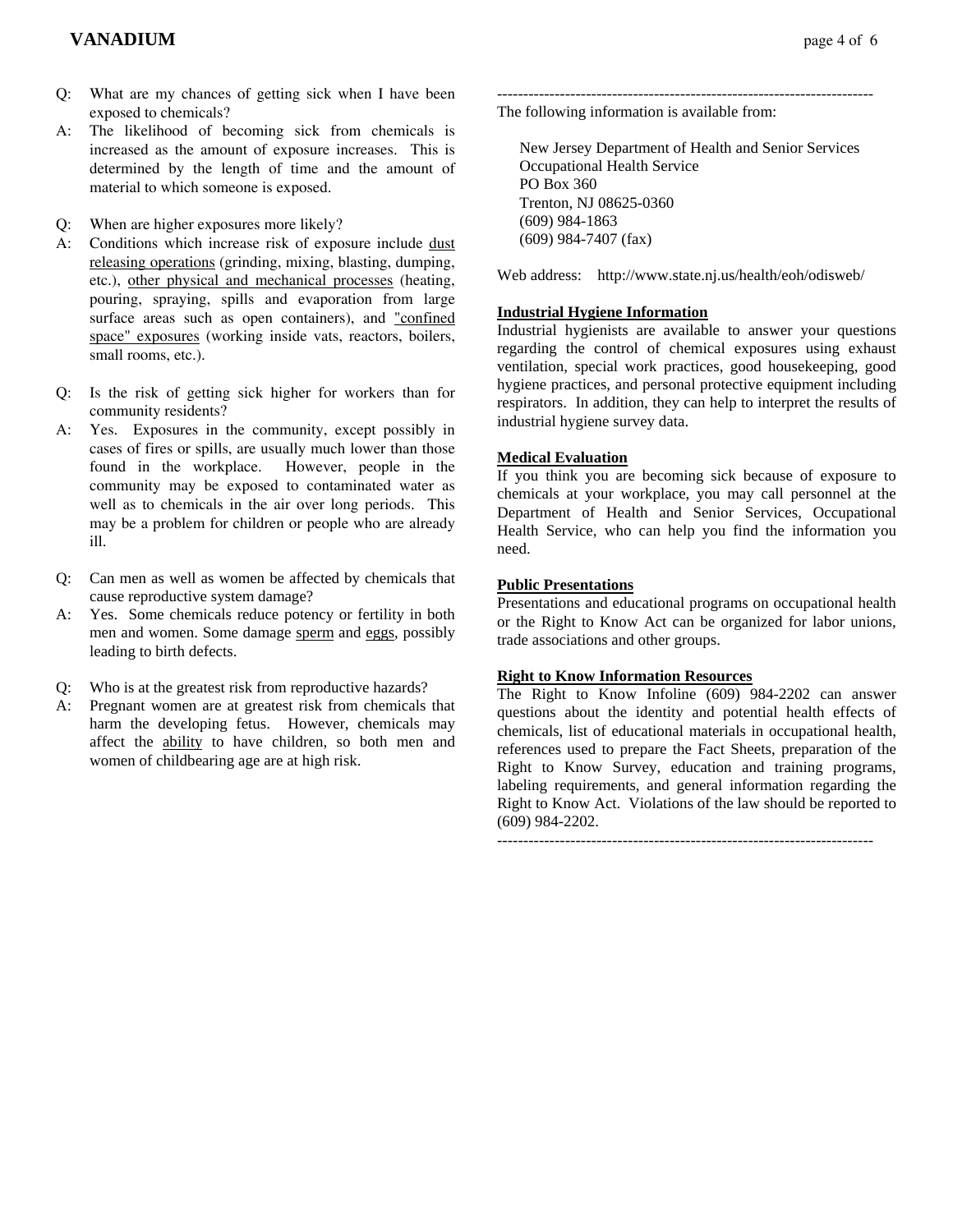Q: What are my chances of getting sick when I have been exposed to chemicals?

A: The likelihood of becoming sick from chemicals is increased as the amount of exposure increases. This is determined by the length of time and the amount of material to which someone is exposed.

Q: When are higher exposures more likely?

A: Conditions which increase risk of exposure include dust releasing operations (grinding, mixing, blasting, dumping, etc.), other physical and mechanical processes (heating, pouring, spraying, spills and evaporation from large surface areas such as open containers), and "confined space" exposures (working inside vats, reactors, boilers, small rooms, etc.).

Q: Is the risk of getting sick higher for workers than for community residents?

A: Yes. Exposures in the community, except possibly in cases of fires or spills, are usually much lower than those found in the workplace. However, people in the community may be exposed to contaminated water as well as to chemicals in the air over long periods. This may be a problem for children or people who are already ill.

Q: Can men as well as women be affected by chemicals that cause reproductive system damage?

A: Yes. Some chemicals reduce potency or fertility in both men and women. Some damage sperm and eggs, possibly leading to birth defects.

Q: Who is at the greatest risk from reproductive hazards?

A: Pregnant women are at greatest risk from chemicals that harm the developing fetus. However, chemicals may affect the ability to have children, so both men and women of childbearing age are at high risk.

------------------------------------------------------------------------

The following information is available from:

New Jersey Department of Health and Senior Services
Occupational Health Service
PO Box 360
Trenton, NJ 08625-0360
(609) 984-1863
(609) 984-7407 (fax)

Web address: http://www.state.nj.us/health/eoh/odisweb/

**Industrial Hygiene Information**

Industrial hygienists are available to answer your questions regarding the control of chemical exposures using exhaust ventilation, special work practices, good housekeeping, good hygiene practices, and personal protective equipment including respirators. In addition, they can help to interpret the results of industrial hygiene survey data.

**Medical Evaluation**

If you think you are becoming sick because of exposure to chemicals at your workplace, you may call personnel at the Department of Health and Senior Services, Occupational Health Service, who can help you find the information you need.

**Public Presentations**

Presentations and educational programs on occupational health or the Right to Know Act can be organized for labor unions, trade associations and other groups.

**Right to Know Information Resources**

The Right to Know Infoline (609) 984-2202 can answer questions about the identity and potential health effects of chemicals, list of educational materials in occupational health, references used to prepare the Fact Sheets, preparation of the Right to Know Survey, education and training programs, labeling requirements, and general information regarding the Right to Know Act. Violations of the law should be reported to (609) 984-2202.

------------------------------------------------------------------------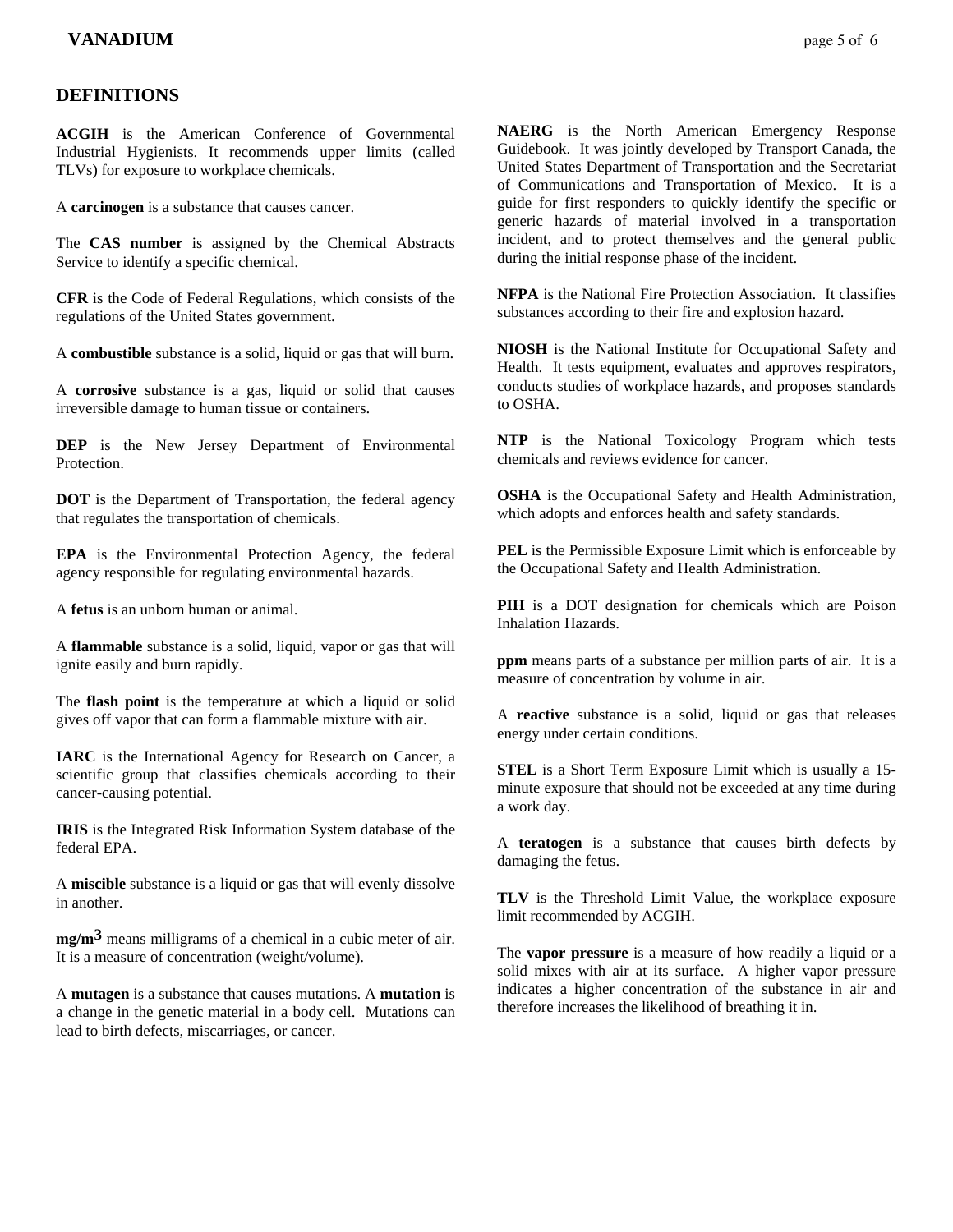## DEFINITIONS

**ACGIH** is the American Conference of Governmental Industrial Hygienists. It recommends upper limits (called TLVs) for exposure to workplace chemicals.

A **carcinogen** is a substance that causes cancer.

The **CAS number** is assigned by the Chemical Abstracts Service to identify a specific chemical.

**CFR** is the Code of Federal Regulations, which consists of the regulations of the United States government.

A **combustible** substance is a solid, liquid or gas that will burn.

A **corrosive** substance is a gas, liquid or solid that causes irreversible damage to human tissue or containers.

**DEP** is the New Jersey Department of Environmental Protection.

**DOT** is the Department of Transportation, the federal agency that regulates the transportation of chemicals.

**EPA** is the Environmental Protection Agency, the federal agency responsible for regulating environmental hazards.

A **fetus** is an unborn human or animal.

A **flammable** substance is a solid, liquid, vapor or gas that will ignite easily and burn rapidly.

The **flash point** is the temperature at which a liquid or solid gives off vapor that can form a flammable mixture with air.

**IARC** is the International Agency for Research on Cancer, a scientific group that classifies chemicals according to their cancer-causing potential.

**IRIS** is the Integrated Risk Information System database of the federal EPA.

A **miscible** substance is a liquid or gas that will evenly dissolve in another.

**$mg/m^3$** means milligrams of a chemical in a cubic meter of air. It is a measure of concentration (weight/volume).

A **mutagen** is a substance that causes mutations. A **mutation** is a change in the genetic material in a body cell. Mutations can lead to birth defects, miscarriages, or cancer.

**NAERG** is the North American Emergency Response Guidebook. It was jointly developed by Transport Canada, the United States Department of Transportation and the Secretariat of Communications and Transportation of Mexico. It is a guide for first responders to quickly identify the specific or generic hazards of material involved in a transportation incident, and to protect themselves and the general public during the initial response phase of the incident.

**NFPA** is the National Fire Protection Association. It classifies substances according to their fire and explosion hazard.

**NIOSH** is the National Institute for Occupational Safety and Health. It tests equipment, evaluates and approves respirators, conducts studies of workplace hazards, and proposes standards to OSHA.

**NTP** is the National Toxicology Program which tests chemicals and reviews evidence for cancer.

**OSHA** is the Occupational Safety and Health Administration, which adopts and enforces health and safety standards.

**PEL** is the Permissible Exposure Limit which is enforceable by the Occupational Safety and Health Administration.

**PIH** is a DOT designation for chemicals which are Poison Inhalation Hazards.

**ppm** means parts of a substance per million parts of air. It is a measure of concentration by volume in air.

A **reactive** substance is a solid, liquid or gas that releases energy under certain conditions.

**STEL** is a Short Term Exposure Limit which is usually a 15-minute exposure that should not be exceeded at any time during a work day.

A **teratogen** is a substance that causes birth defects by damaging the fetus.

**TLV** is the Threshold Limit Value, the workplace exposure limit recommended by ACGIH.

The **vapor pressure** is a measure of how readily a liquid or a solid mixes with air at its surface. A higher vapor pressure indicates a higher concentration of the substance in air and therefore increases the likelihood of breathing it in.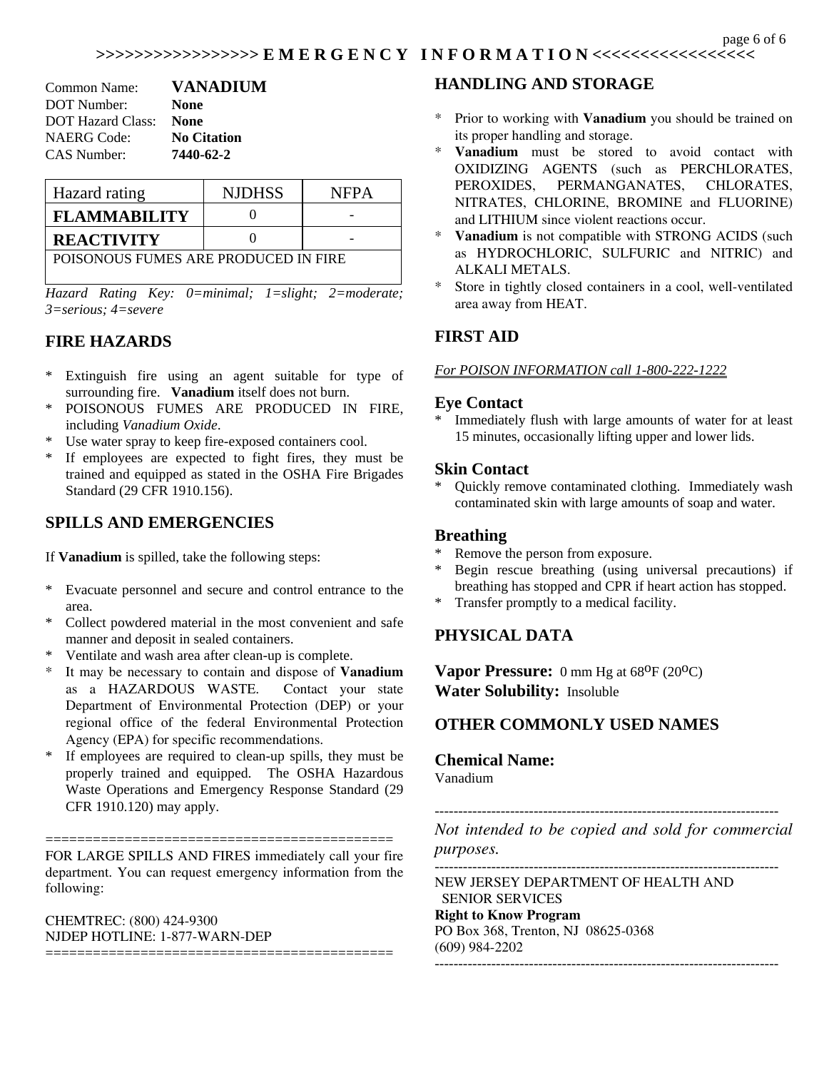>>>>>>>>>>>>>>>> **E M E R G E N C Y I N F O R M A T I O N** <<<<<<<<<<<<<<<<

Common Name: **VANADIUM**
DOT Number: **None**
DOT Hazard Class: **None**
NAERG Code: **No Citation**
CAS Number: **7440-62-2**

| Hazard rating | NJDHSS | NFPA |
|---|---|---|
| **FLAMMABILITY** | 0 | - |
| **REACTIVITY** | 0 | - |
| POISONOUS FUMES ARE PRODUCED IN FIRE | | |

*Hazard Rating Key: 0=minimal; 1=slight; 2=moderate; 3=serious; 4=severe*

## FIRE HAZARDS

* Extinguish fire using an agent suitable for type of surrounding fire. **Vanadium** itself does not burn.
* POISONOUS FUMES ARE PRODUCED IN FIRE, including *Vanadium Oxide*.
* Use water spray to keep fire-exposed containers cool.
* If employees are expected to fight fires, they must be trained and equipped as stated in the OSHA Fire Brigades Standard (29 CFR 1910.156).

## SPILLS AND EMERGENCIES

If **Vanadium** is spilled, take the following steps:

* Evacuate personnel and secure and control entrance to the area.
* Collect powdered material in the most convenient and safe manner and deposit in sealed containers.
* Ventilate and wash area after clean-up is complete.
* It may be necessary to contain and dispose of **Vanadium** as a HAZARDOUS WASTE. Contact your state Department of Environmental Protection (DEP) or your regional office of the federal Environmental Protection Agency (EPA) for specific recommendations.
* If employees are required to clean-up spills, they must be properly trained and equipped. The OSHA Hazardous Waste Operations and Emergency Response Standard (29 CFR 1910.120) may apply.

==========================================

FOR LARGE SPILLS AND FIRES immediately call your fire department. You can request emergency information from the following:

CHEMTREC: (800) 424-9300
NJDEP HOTLINE: 1-877-WARN-DEP

==========================================

## HANDLING AND STORAGE

* Prior to working with **Vanadium** you should be trained on its proper handling and storage.
* **Vanadium** must be stored to avoid contact with OXIDIZING AGENTS (such as PERCHLORATES, PEROXIDES, PERMANGANATES, CHLORATES, NITRATES, CHLORINE, BROMINE and FLUORINE) and LITHIUM since violent reactions occur.
* **Vanadium** is not compatible with STRONG ACIDS (such as HYDROCHLORIC, SULFURIC and NITRIC) and ALKALI METALS.
* Store in tightly closed containers in a cool, well-ventilated area away from HEAT.

## FIRST AID

*For POISON INFORMATION call 1-800-222-1222*

### Eye Contact

* Immediately flush with large amounts of water for at least 15 minutes, occasionally lifting upper and lower lids.

### Skin Contact

* Quickly remove contaminated clothing. Immediately wash contaminated skin with large amounts of soap and water.

### Breathing

* Remove the person from exposure.
* Begin rescue breathing (using universal precautions) if breathing has stopped and CPR if heart action has stopped.
* Transfer promptly to a medical facility.

## PHYSICAL DATA

**Vapor Pressure:** 0 mm Hg at 68$^{o}$F (20$^{o}$C)
**Water Solubility:** Insoluble

## OTHER COMMONLY USED NAMES

### Chemical Name:

Vanadium

------------------------------------------------------------------------

*Not intended to be copied and sold for commercial purposes.*

------------------------------------------------------------------------

NEW JERSEY DEPARTMENT OF HEALTH AND SENIOR SERVICES
**Right to Know Program**
PO Box 368, Trenton, NJ 08625-0368
(609) 984-2202

------------------------------------------------------------------------